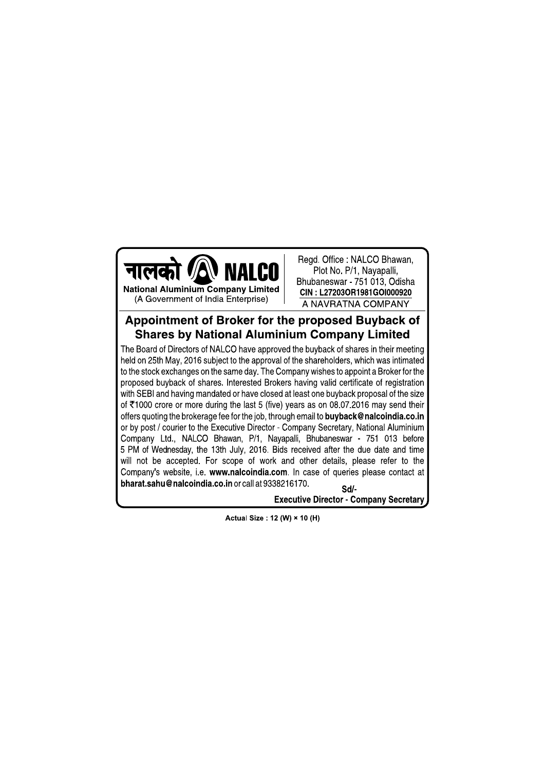नालको NALCO

**National Aluminium Company Limited**
(A Government of India Enterprise)

Regd. Office : NALCO Bhawan,
Plot No. P/1, Nayapalli,
Bhubaneswar - 751 013, Odisha
**CIN : L27203OR1981GOI000920**
A NAVRATNA COMPANY

## Appointment of Broker for the proposed Buyback of Shares by National Aluminium Company Limited

The Board of Directors of NALCO have approved the buyback of shares in their meeting held on 25th May, 2016 subject to the approval of the shareholders, which was intimated to the stock exchanges on the same day. The Company wishes to appoint a Broker for the proposed buyback of shares. Interested Brokers having valid certificate of registration with SEBI and having mandated or have closed at least one buyback proposal of the size of ₹1000 crore or more during the last 5 (five) years as on 08.07.2016 may send their offers quoting the brokerage fee for the job, through email to **buyback@nalcoindia.co.in** or by post / courier to the Executive Director - Company Secretary, National Aluminium Company Ltd., NALCO Bhawan, P/1, Nayapalli, Bhubaneswar - 751 013 before 5 PM of Wednesday, the 13th July, 2016. Bids received after the due date and time will not be accepted. For scope of work and other details, please refer to the Company's website, i.e. **www.nalcoindia.com**. In case of queries please contact at **bharat.sahu@nalcoindia.co.in** or call at 9338216170.

**Sd/-**
**Executive Director - Company Secretary**

**Actual Size : 12 (W) × 10 (H)**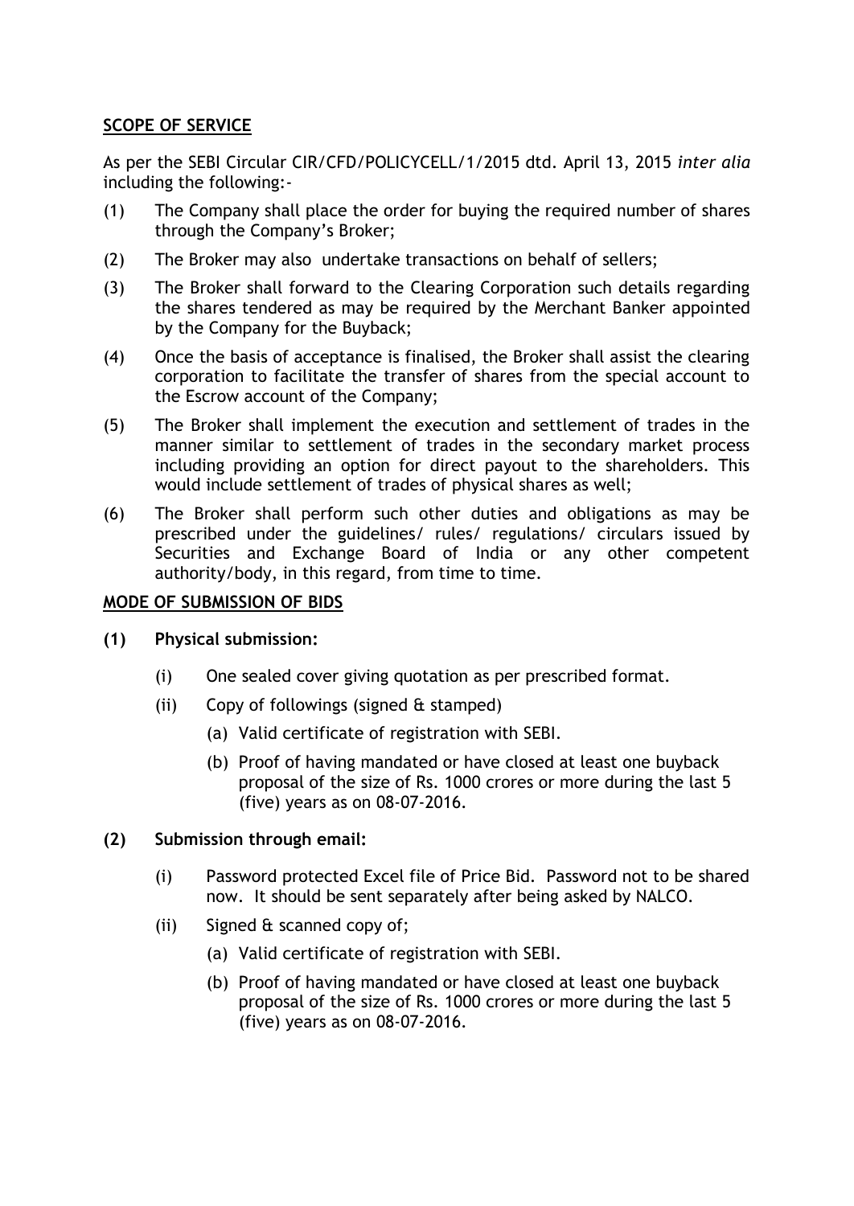**SCOPE OF SERVICE**

As per the SEBI Circular CIR/CFD/POLICYCELL/1/2015 dtd. April 13, 2015 *inter alia* including the following:-

(1) The Company shall place the order for buying the required number of shares through the Company's Broker;

(2) The Broker may also undertake transactions on behalf of sellers;

(3) The Broker shall forward to the Clearing Corporation such details regarding the shares tendered as may be required by the Merchant Banker appointed by the Company for the Buyback;

(4) Once the basis of acceptance is finalised, the Broker shall assist the clearing corporation to facilitate the transfer of shares from the special account to the Escrow account of the Company;

(5) The Broker shall implement the execution and settlement of trades in the manner similar to settlement of trades in the secondary market process including providing an option for direct payout to the shareholders. This would include settlement of trades of physical shares as well;

(6) The Broker shall perform such other duties and obligations as may be prescribed under the guidelines/ rules/ regulations/ circulars issued by Securities and Exchange Board of India or any other competent authority/body, in this regard, from time to time.

**MODE OF SUBMISSION OF BIDS**

**(1) Physical submission:**

(i) One sealed cover giving quotation as per prescribed format.

(ii) Copy of followings (signed & stamped)

(a) Valid certificate of registration with SEBI.

(b) Proof of having mandated or have closed at least one buyback proposal of the size of Rs. 1000 crores or more during the last 5 (five) years as on 08-07-2016.

**(2) Submission through email:**

(i) Password protected Excel file of Price Bid. Password not to be shared now. It should be sent separately after being asked by NALCO.

(ii) Signed & scanned copy of;

(a) Valid certificate of registration with SEBI.

(b) Proof of having mandated or have closed at least one buyback proposal of the size of Rs. 1000 crores or more during the last 5 (five) years as on 08-07-2016.